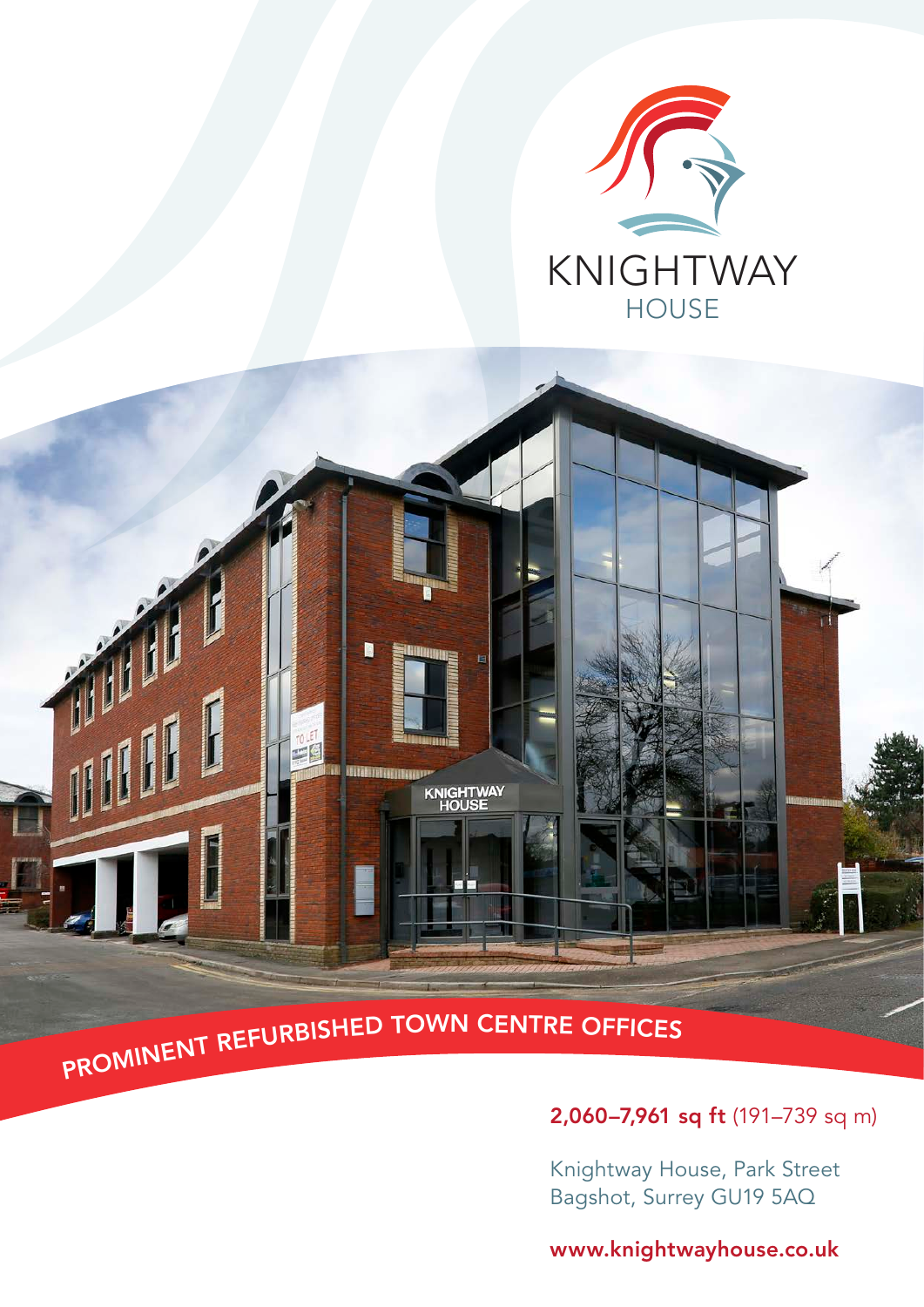# KNIGHTWAY HOUSE

## PROMINENT REFURBISHED TOWN CENTRE OFFICES

**2,060–7,961 sq ft** (191–739 sq m)

Knightway House, Park Street
Bagshot, Surrey GU19 5AQ

**www.knightwayhouse.co.uk**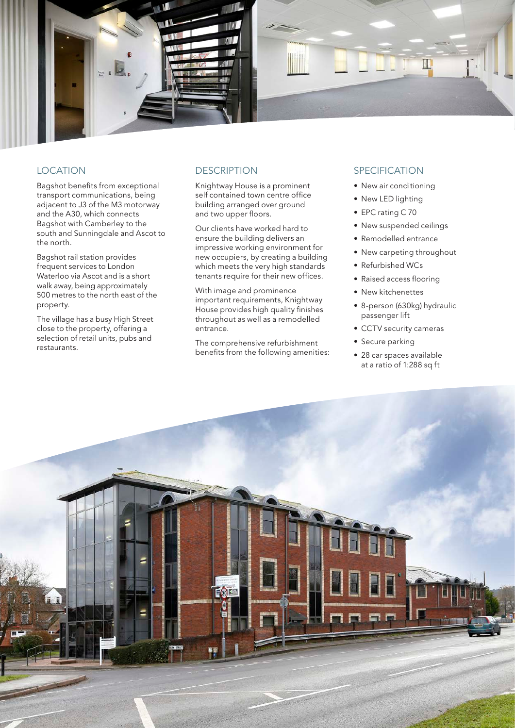## LOCATION

Bagshot benefits from exceptional transport communications, being adjacent to J3 of the M3 motorway and the A30, which connects Bagshot with Camberley to the south and Sunningdale and Ascot to the north.

Bagshot rail station provides frequent services to London Waterloo via Ascot and is a short walk away, being approximately 500 metres to the north east of the property.

The village has a busy High Street close to the property, offering a selection of retail units, pubs and restaurants.

## DESCRIPTION

Knightway House is a prominent self contained town centre office building arranged over ground and two upper floors.

Our clients have worked hard to ensure the building delivers an impressive working environment for new occupiers, by creating a building which meets the very high standards tenants require for their new offices.

With image and prominence important requirements, Knightway House provides high quality finishes throughout as well as a remodelled entrance.

The comprehensive refurbishment benefits from the following amenities:

## SPECIFICATION

- New air conditioning
- New LED lighting
- EPC rating C 70
- New suspended ceilings
- Remodelled entrance
- New carpeting throughout
- Refurbished WCs
- Raised access flooring
- New kitchenettes
- 8-person (630kg) hydraulic passenger lift
- CCTV security cameras
- Secure parking
- 28 car spaces available at a ratio of 1:288 sq ft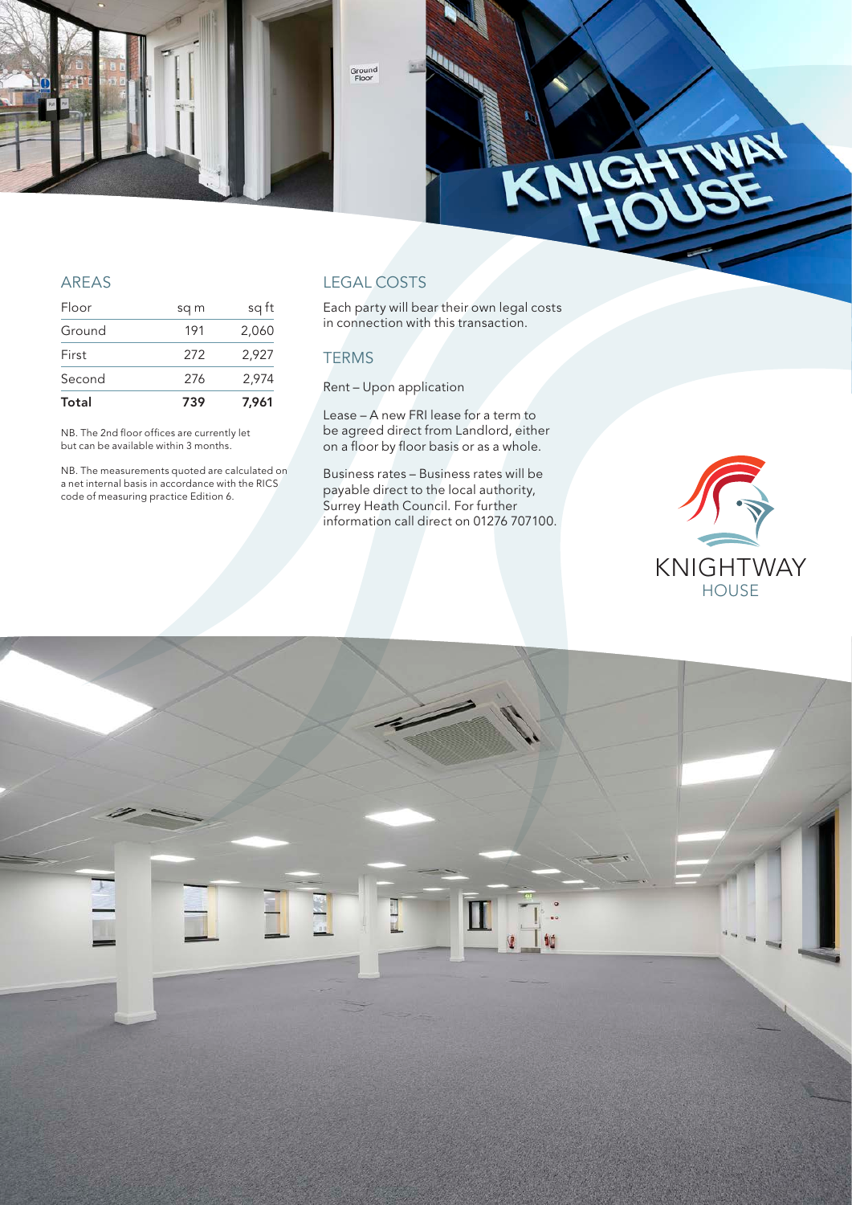## AREAS

| Floor | sq m | sq ft |
|---|---|---|
| Ground | 191 | 2,060 |
| First | 272 | 2,927 |
| Second | 276 | 2,974 |
| **Total** | **739** | **7,961** |

NB. The 2nd floor offices are currently let but can be available within 3 months.

NB. The measurements quoted are calculated on a net internal basis in accordance with the RICS code of measuring practice Edition 6.

## LEGAL COSTS

Each party will bear their own legal costs in connection with this transaction.

## TERMS

Rent – Upon application

Lease – A new FRI lease for a term to be agreed direct from Landlord, either on a floor by floor basis or as a whole.

Business rates – Business rates will be payable direct to the local authority, Surrey Heath Council. For further information call direct on 01276 707100.

KNIGHTWAY HOUSE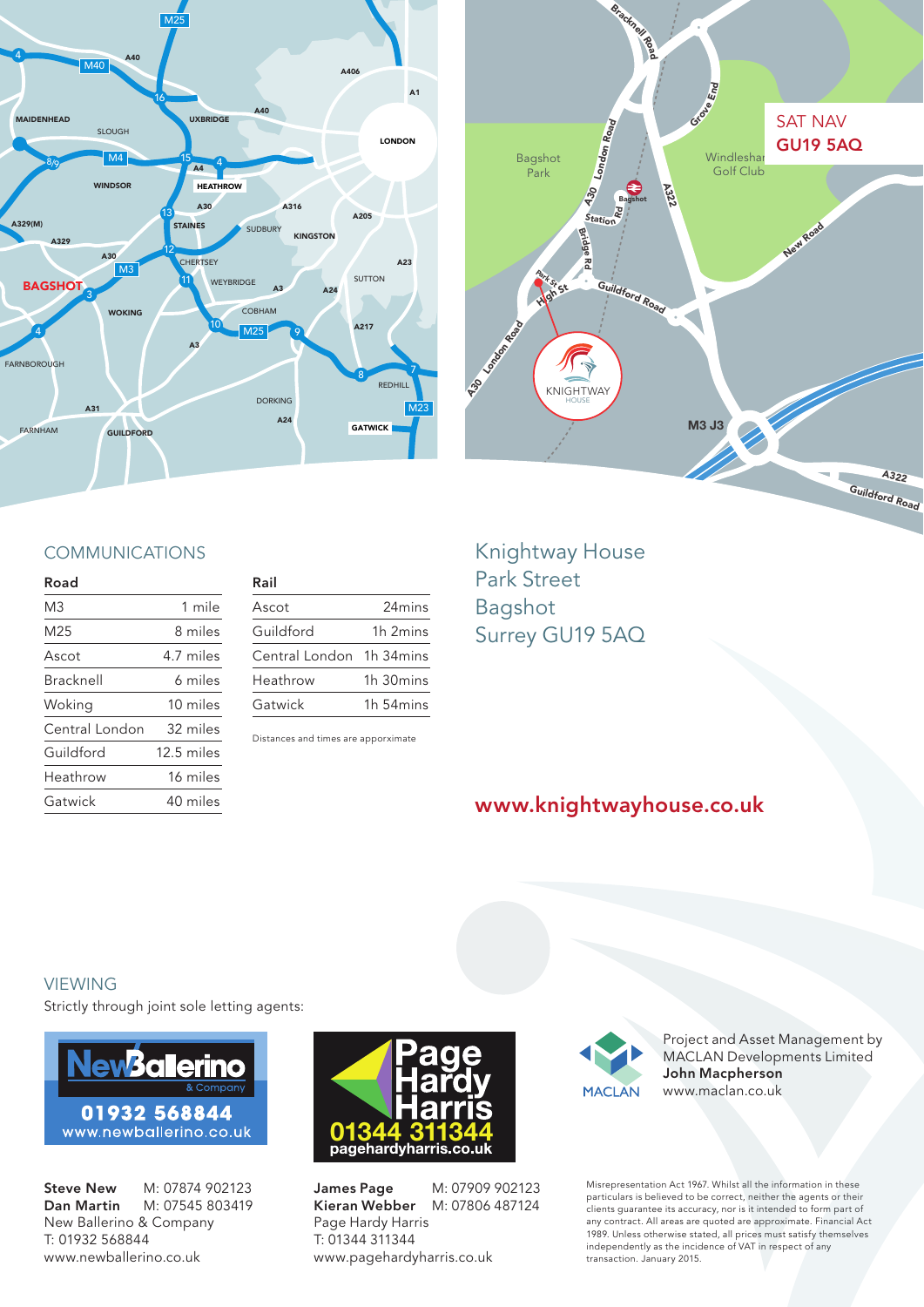SAT NAV
GU19 5AQ

## COMMUNICATIONS

| Road | |
|---|---|
| M3 | 1 mile |
| M25 | 8 miles |
| Ascot | 4.7 miles |
| Bracknell | 6 miles |
| Woking | 10 miles |
| Central London | 32 miles |
| Guildford | 12.5 miles |
| Heathrow | 16 miles |
| Gatwick | 40 miles |

| Rail | |
|---|---|
| Ascot | 24mins |
| Guildford | 1h 2mins |
| Central London | 1h 34mins |
| Heathrow | 1h 30mins |
| Gatwick | 1h 54mins |

Distances and times are apporximate

Knightway House
Park Street
Bagshot
Surrey GU19 5AQ

**www.knightwayhouse.co.uk**

## VIEWING

Strictly through joint sole letting agents:

NewBallerino & Company
01932 568844
www.newballerino.co.uk

**Steve New** M: 07874 902123
**Dan Martin** M: 07545 803419
New Ballerino & Company
T: 01932 568844
www.newballerino.co.uk

Page Hardy Harris
01344 311344
pagehardyharris.co.uk

**James Page** M: 07909 902123
**Kieran Webber** M: 07806 487124
Page Hardy Harris
T: 01344 311344
www.pagehardyharris.co.uk

MACLAN

Project and Asset Management by
MACLAN Developments Limited
**John Macpherson**
www.maclan.co.uk

Misrepresentation Act 1967. Whilst all the information in these particulars is believed to be correct, neither the agents or their clients guarantee its accuracy, nor is it intended to form part of any contract. All areas are quoted are approximate. Financial Act 1989. Unless otherwise stated, all prices must satisfy themselves independently as the incidence of VAT in respect of any transaction. January 2015.